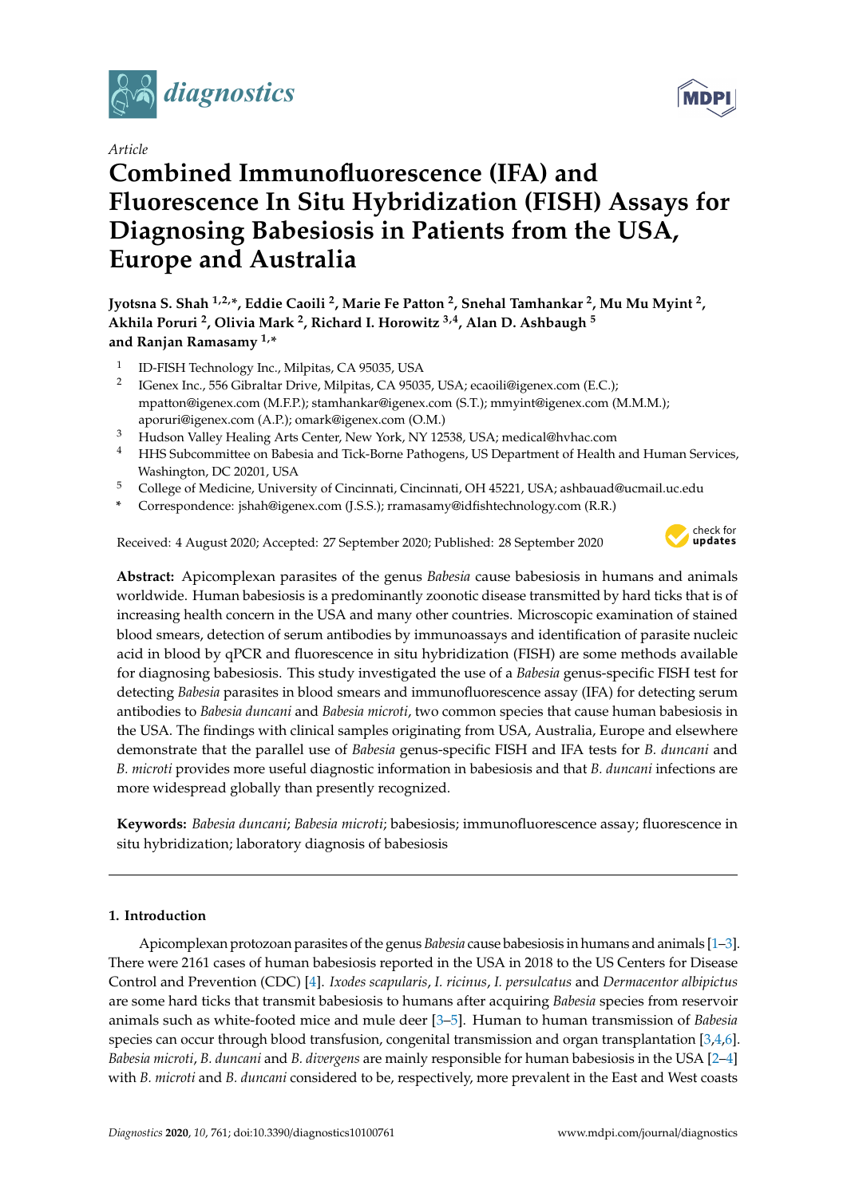*Article*

# Combined Immunofluorescence (IFA) and Fluorescence In Situ Hybridization (FISH) Assays for Diagnosing Babesiosis in Patients from the USA, Europe and Australia

**Jyotsna S. Shah [1,2,*], Eddie Caoili [2], Marie Fe Patton [2], Snehal Tamhankar [2], Mu Mu Myint [2], Akhila Poruri [2], Olivia Mark [2], Richard I. Horowitz [3,4], Alan D. Ashbaugh [5] and Ranjan Ramasamy [1,*]**

1. ID-FISH Technology Inc., Milpitas, CA 95035, USA
2. IGenex Inc., 556 Gibraltar Drive, Milpitas, CA 95035, USA; ecaoili@igenex.com (E.C.); mpatton@igenex.com (M.F.P.); stamhankar@igenex.com (S.T.); mmyint@igenex.com (M.M.M.); aporuri@igenex.com (A.P.); omark@igenex.com (O.M.)
3. Hudson Valley Healing Arts Center, New York, NY 12538, USA; medical@hvhac.com
4. HHS Subcommittee on Babesia and Tick-Borne Pathogens, US Department of Health and Human Services, Washington, DC 20201, USA
5. College of Medicine, University of Cincinnati, Cincinnati, OH 45221, USA; ashbauad@ucmail.uc.edu

\* Correspondence: jshah@igenex.com (J.S.S.); rramasamy@idfishtechnology.com (R.R.)

Received: 4 August 2020; Accepted: 27 September 2020; Published: 28 September 2020

**Abstract:** Apicomplexan parasites of the genus *Babesia* cause babesiosis in humans and animals worldwide. Human babesiosis is a predominantly zoonotic disease transmitted by hard ticks that is of increasing health concern in the USA and many other countries. Microscopic examination of stained blood smears, detection of serum antibodies by immunoassays and identification of parasite nucleic acid in blood by qPCR and fluorescence in situ hybridization (FISH) are some methods available for diagnosing babesiosis. This study investigated the use of a *Babesia* genus-specific FISH test for detecting *Babesia* parasites in blood smears and immunofluorescence assay (IFA) for detecting serum antibodies to *Babesia duncani* and *Babesia microti*, two common species that cause human babesiosis in the USA. The findings with clinical samples originating from USA, Australia, Europe and elsewhere demonstrate that the parallel use of *Babesia* genus-specific FISH and IFA tests for *B. duncani* and *B. microti* provides more useful diagnostic information in babesiosis and that *B. duncani* infections are more widespread globally than presently recognized.

**Keywords:** *Babesia duncani*; *Babesia microti*; babesiosis; immunofluorescence assay; fluorescence in situ hybridization; laboratory diagnosis of babesiosis

## 1. Introduction

Apicomplexan protozoan parasites of the genus *Babesia* cause babesiosis in humans and animals [1–3]. There were 2161 cases of human babesiosis reported in the USA in 2018 to the US Centers for Disease Control and Prevention (CDC) [4]. *Ixodes scapularis*, *I. ricinus*, *I. persulcatus* and *Dermacentor albipictus* are some hard ticks that transmit babesiosis to humans after acquiring *Babesia* species from reservoir animals such as white-footed mice and mule deer [3–5]. Human to human transmission of *Babesia* species can occur through blood transfusion, congenital transmission and organ transplantation [3,4,6]. *Babesia microti*, *B. duncani* and *B. divergens* are mainly responsible for human babesiosis in the USA [2–4] with *B. microti* and *B. duncani* considered to be, respectively, more prevalent in the East and West coasts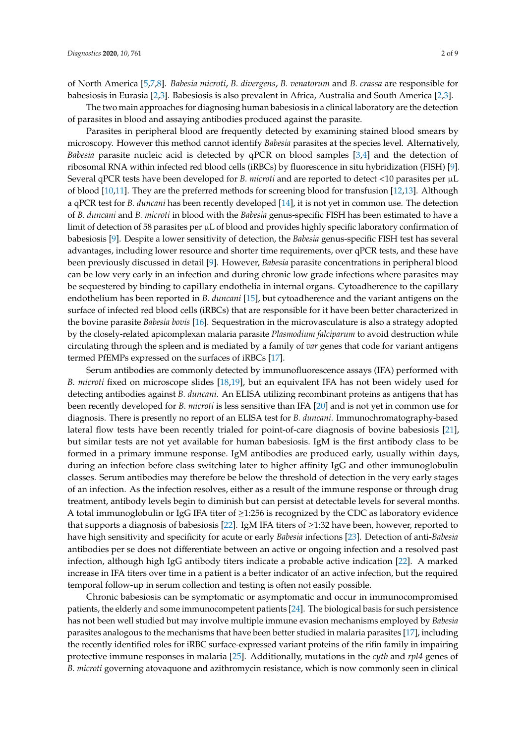of North America [5,7,8]. *Babesia microti*, *B. divergens*, *B. venatorum* and *B. crassa* are responsible for babesiosis in Eurasia [2,3]. Babesiosis is also prevalent in Africa, Australia and South America [2,3].

The two main approaches for diagnosing human babesiosis in a clinical laboratory are the detection of parasites in blood and assaying antibodies produced against the parasite.

Parasites in peripheral blood are frequently detected by examining stained blood smears by microscopy. However this method cannot identify *Babesia* parasites at the species level. Alternatively, *Babesia* parasite nucleic acid is detected by qPCR on blood samples [3,4] and the detection of ribosomal RNA within infected red blood cells (iRBCs) by fluorescence in situ hybridization (FISH) [9]. Several qPCR tests have been developed for *B. microti* and are reported to detect <10 parasites per μL of blood [10,11]. They are the preferred methods for screening blood for transfusion [12,13]. Although a qPCR test for *B. duncani* has been recently developed [14], it is not yet in common use. The detection of *B. duncani* and *B. microti* in blood with the *Babesia* genus-specific FISH has been estimated to have a limit of detection of 58 parasites per μL of blood and provides highly specific laboratory confirmation of babesiosis [9]. Despite a lower sensitivity of detection, the *Babesia* genus-specific FISH test has several advantages, including lower resource and shorter time requirements, over qPCR tests, and these have been previously discussed in detail [9]. However, *Babesia* parasite concentrations in peripheral blood can be low very early in an infection and during chronic low grade infections where parasites may be sequestered by binding to capillary endothelia in internal organs. Cytoadherence to the capillary endothelium has been reported in *B. duncani* [15], but cytoadherence and the variant antigens on the surface of infected red blood cells (iRBCs) that are responsible for it have been better characterized in the bovine parasite *Babesia bovis* [16]. Sequestration in the microvasculature is also a strategy adopted by the closely-related apicomplexan malaria parasite *Plasmodium falciparum* to avoid destruction while circulating through the spleen and is mediated by a family of *var* genes that code for variant antigens termed PfEMPs expressed on the surfaces of iRBCs [17].

Serum antibodies are commonly detected by immunofluorescence assays (IFA) performed with *B. microti* fixed on microscope slides [18,19], but an equivalent IFA has not been widely used for detecting antibodies against *B. duncani*. An ELISA utilizing recombinant proteins as antigens that has been recently developed for *B. microti* is less sensitive than IFA [20] and is not yet in common use for diagnosis. There is presently no report of an ELISA test for *B. duncani*. Immunochromatography-based lateral flow tests have been recently trialed for point-of-care diagnosis of bovine babesiosis [21], but similar tests are not yet available for human babesiosis. IgM is the first antibody class to be formed in a primary immune response. IgM antibodies are produced early, usually within days, during an infection before class switching later to higher affinity IgG and other immunoglobulin classes. Serum antibodies may therefore be below the threshold of detection in the very early stages of an infection. As the infection resolves, either as a result of the immune response or through drug treatment, antibody levels begin to diminish but can persist at detectable levels for several months. A total immunoglobulin or IgG IFA titer of ≥1:256 is recognized by the CDC as laboratory evidence that supports a diagnosis of babesiosis [22]. IgM IFA titers of ≥1:32 have been, however, reported to have high sensitivity and specificity for acute or early *Babesia* infections [23]. Detection of anti-*Babesia* antibodies per se does not differentiate between an active or ongoing infection and a resolved past infection, although high IgG antibody titers indicate a probable active indication [22]. A marked increase in IFA titers over time in a patient is a better indicator of an active infection, but the required temporal follow-up in serum collection and testing is often not easily possible.

Chronic babesiosis can be symptomatic or asymptomatic and occur in immunocompromised patients, the elderly and some immunocompetent patients [24]. The biological basis for such persistence has not been well studied but may involve multiple immune evasion mechanisms employed by *Babesia* parasites analogous to the mechanisms that have been better studied in malaria parasites [17], including the recently identified roles for iRBC surface-expressed variant proteins of the rifin family in impairing protective immune responses in malaria [25]. Additionally, mutations in the *cytb* and *rpl4* genes of *B. microti* governing atovaquone and azithromycin resistance, which is now commonly seen in clinical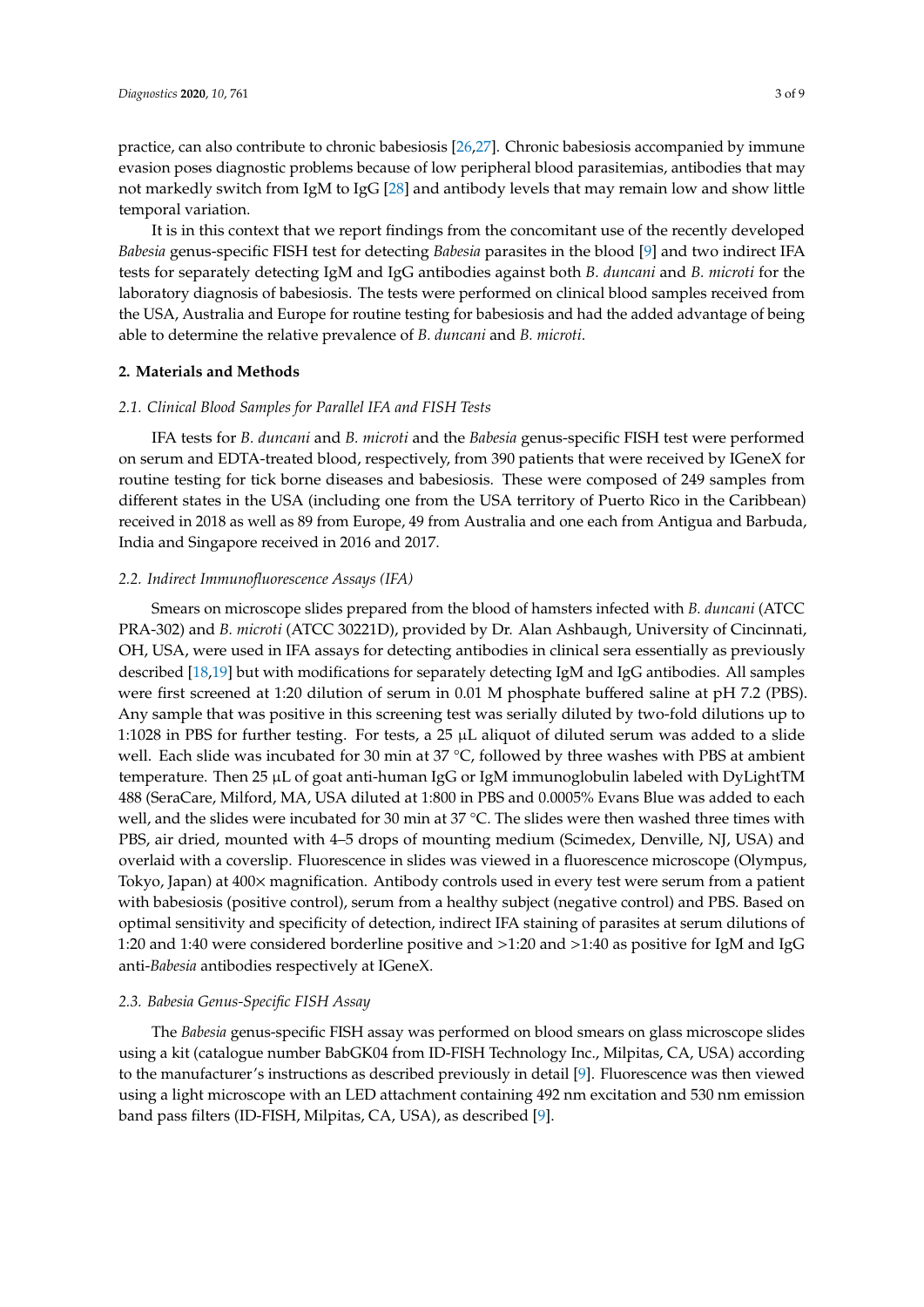practice, can also contribute to chronic babesiosis [26,27]. Chronic babesiosis accompanied by immune evasion poses diagnostic problems because of low peripheral blood parasitemias, antibodies that may not markedly switch from IgM to IgG [28] and antibody levels that may remain low and show little temporal variation.

It is in this context that we report findings from the concomitant use of the recently developed *Babesia* genus-specific FISH test for detecting *Babesia* parasites in the blood [9] and two indirect IFA tests for separately detecting IgM and IgG antibodies against both *B. duncani* and *B. microti* for the laboratory diagnosis of babesiosis. The tests were performed on clinical blood samples received from the USA, Australia and Europe for routine testing for babesiosis and had the added advantage of being able to determine the relative prevalence of *B. duncani* and *B. microti*.

## 2. Materials and Methods

### *2.1. Clinical Blood Samples for Parallel IFA and FISH Tests*

IFA tests for *B. duncani* and *B. microti* and the *Babesia* genus-specific FISH test were performed on serum and EDTA-treated blood, respectively, from 390 patients that were received by IGeneX for routine testing for tick borne diseases and babesiosis. These were composed of 249 samples from different states in the USA (including one from the USA territory of Puerto Rico in the Caribbean) received in 2018 as well as 89 from Europe, 49 from Australia and one each from Antigua and Barbuda, India and Singapore received in 2016 and 2017.

### *2.2. Indirect Immunofluorescence Assays (IFA)*

Smears on microscope slides prepared from the blood of hamsters infected with *B. duncani* (ATCC PRA-302) and *B. microti* (ATCC 30221D), provided by Dr. Alan Ashbaugh, University of Cincinnati, OH, USA, were used in IFA assays for detecting antibodies in clinical sera essentially as previously described [18,19] but with modifications for separately detecting IgM and IgG antibodies. All samples were first screened at 1:20 dilution of serum in 0.01 M phosphate buffered saline at pH 7.2 (PBS). Any sample that was positive in this screening test was serially diluted by two-fold dilutions up to 1:1028 in PBS for further testing. For tests, a 25 μL aliquot of diluted serum was added to a slide well. Each slide was incubated for 30 min at 37 °C, followed by three washes with PBS at ambient temperature. Then 25 μL of goat anti-human IgG or IgM immunoglobulin labeled with DyLightTM 488 (SeraCare, Milford, MA, USA diluted at 1:800 in PBS and 0.0005% Evans Blue was added to each well, and the slides were incubated for 30 min at 37 °C. The slides were then washed three times with PBS, air dried, mounted with 4–5 drops of mounting medium (Scimedex, Denville, NJ, USA) and overlaid with a coverslip. Fluorescence in slides was viewed in a fluorescence microscope (Olympus, Tokyo, Japan) at 400× magnification. Antibody controls used in every test were serum from a patient with babesiosis (positive control), serum from a healthy subject (negative control) and PBS. Based on optimal sensitivity and specificity of detection, indirect IFA staining of parasites at serum dilutions of 1:20 and 1:40 were considered borderline positive and >1:20 and >1:40 as positive for IgM and IgG anti-*Babesia* antibodies respectively at IGeneX.

### *2.3. Babesia Genus-Specific FISH Assay*

The *Babesia* genus-specific FISH assay was performed on blood smears on glass microscope slides using a kit (catalogue number BabGK04 from ID-FISH Technology Inc., Milpitas, CA, USA) according to the manufacturer's instructions as described previously in detail [9]. Fluorescence was then viewed using a light microscope with an LED attachment containing 492 nm excitation and 530 nm emission band pass filters (ID-FISH, Milpitas, CA, USA), as described [9].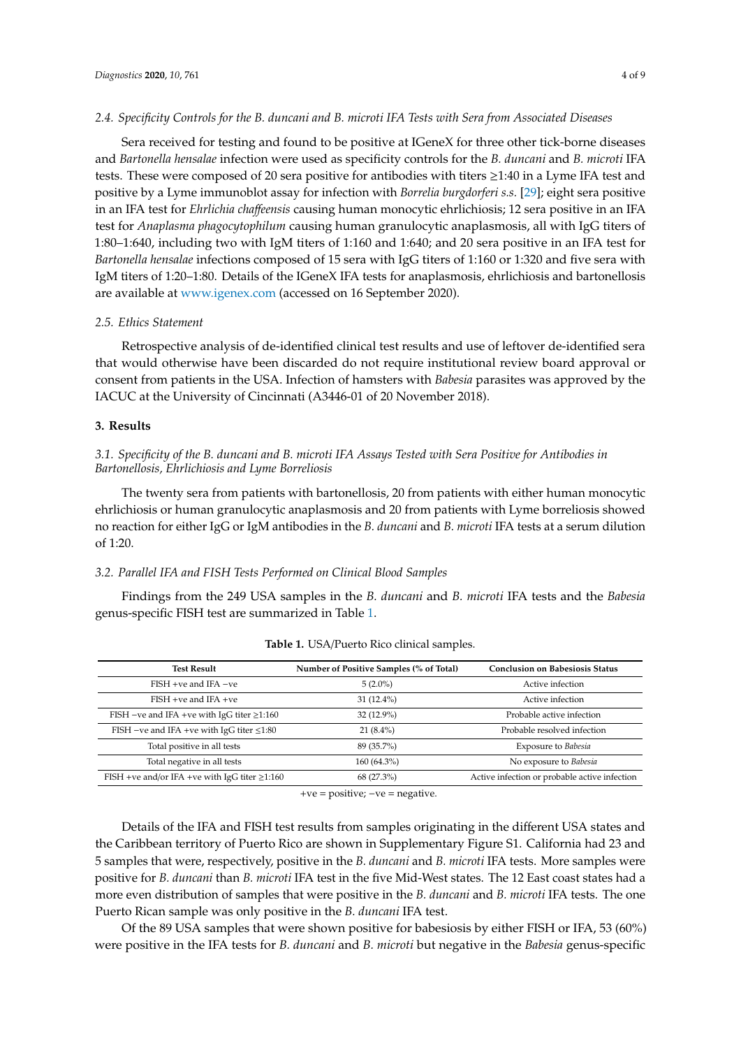### 2.4. Specificity Controls for the *B. duncani* and *B. microti* IFA Tests with Sera from Associated Diseases

Sera received for testing and found to be positive at IGeneX for three other tick-borne diseases and *Bartonella hensalae* infection were used as specificity controls for the *B. duncani* and *B. microti* IFA tests. These were composed of 20 sera positive for antibodies with titers ≥1:40 in a Lyme IFA test and positive by a Lyme immunoblot assay for infection with *Borrelia burgdorferi s.s.* [29]; eight sera positive in an IFA test for *Ehrlichia chaffeensis* causing human monocytic ehrlichiosis; 12 sera positive in an IFA test for *Anaplasma phagocytophilum* causing human granulocytic anaplasmosis, all with IgG titers of 1:80–1:640, including two with IgM titers of 1:160 and 1:640; and 20 sera positive in an IFA test for *Bartonella hensalae* infections composed of 15 sera with IgG titers of 1:160 or 1:320 and five sera with IgM titers of 1:20–1:80. Details of the IGeneX IFA tests for anaplasmosis, ehrlichiosis and bartonellosis are available at www.igenex.com (accessed on 16 September 2020).

### 2.5. Ethics Statement

Retrospective analysis of de-identified clinical test results and use of leftover de-identified sera that would otherwise have been discarded do not require institutional review board approval or consent from patients in the USA. Infection of hamsters with *Babesia* parasites was approved by the IACUC at the University of Cincinnati (A3446-01 of 20 November 2018).

## 3. Results

### 3.1. Specificity of the *B. duncani* and *B. microti* IFA Assays Tested with Sera Positive for Antibodies in Bartonellosis, Ehrlichiosis and Lyme Borreliosis

The twenty sera from patients with bartonellosis, 20 from patients with either human monocytic ehrlichiosis or human granulocytic anaplasmosis and 20 from patients with Lyme borreliosis showed no reaction for either IgG or IgM antibodies in the *B. duncani* and *B. microti* IFA tests at a serum dilution of 1:20.

### 3.2. Parallel IFA and FISH Tests Performed on Clinical Blood Samples

Findings from the 249 USA samples in the *B. duncani* and *B. microti* IFA tests and the *Babesia* genus-specific FISH test are summarized in Table 1.

**Table 1.** USA/Puerto Rico clinical samples.

| Test Result | Number of Positive Samples (% of Total) | Conclusion on Babesiosis Status |
|---|---|---|
| FISH +ve and IFA −ve | 5 (2.0%) | Active infection |
| FISH +ve and IFA +ve | 31 (12.4%) | Active infection |
| FISH −ve and IFA +ve with IgG titer ≥1:160 | 32 (12.9%) | Probable active infection |
| FISH −ve and IFA +ve with IgG titer ≤1:80 | 21 (8.4%) | Probable resolved infection |
| Total positive in all tests | 89 (35.7%) | Exposure to *Babesia* |
| Total negative in all tests | 160 (64.3%) | No exposure to *Babesia* |
| FISH +ve and/or IFA +ve with IgG titer ≥1:160 | 68 (27.3%) | Active infection or probable active infection |

+ve = positive; −ve = negative.

Details of the IFA and FISH test results from samples originating in the different USA states and the Caribbean territory of Puerto Rico are shown in Supplementary Figure S1. California had 23 and 5 samples that were, respectively, positive in the *B. duncani* and *B. microti* IFA tests. More samples were positive for *B. duncani* than *B. microti* IFA test in the five Mid-West states. The 12 East coast states had a more even distribution of samples that were positive in the *B. duncani* and *B. microti* IFA tests. The one Puerto Rican sample was only positive in the *B. duncani* IFA test.

Of the 89 USA samples that were shown positive for babesiosis by either FISH or IFA, 53 (60%) were positive in the IFA tests for *B. duncani* and *B. microti* but negative in the *Babesia* genus-specific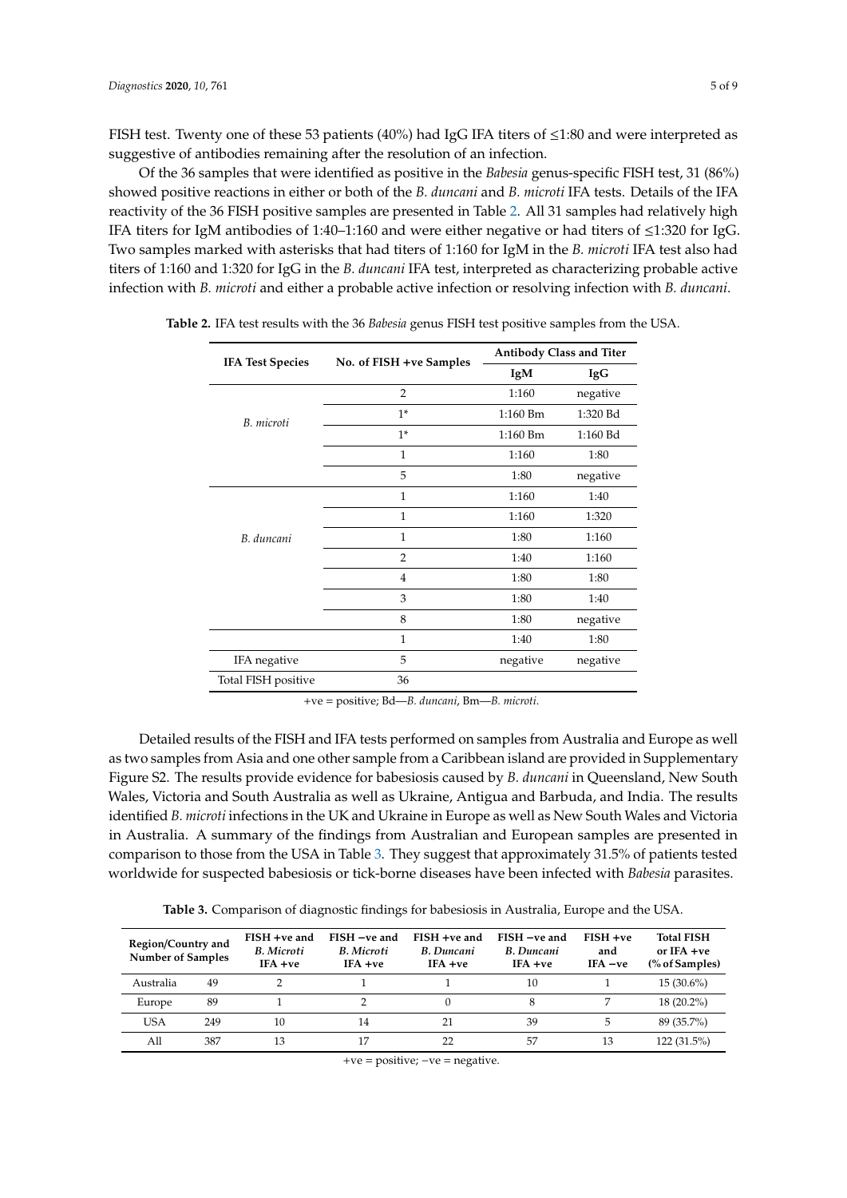FISH test. Twenty one of these 53 patients (40%) had IgG IFA titers of ≤1:80 and were interpreted as suggestive of antibodies remaining after the resolution of an infection.

Of the 36 samples that were identified as positive in the *Babesia* genus-specific FISH test, 31 (86%) showed positive reactions in either or both of the *B. duncani* and *B. microti* IFA tests. Details of the IFA reactivity of the 36 FISH positive samples are presented in Table 2. All 31 samples had relatively high IFA titers for IgM antibodies of 1:40–1:160 and were either negative or had titers of ≤1:320 for IgG. Two samples marked with asterisks that had titers of 1:160 for IgM in the *B. microti* IFA test also had titers of 1:160 and 1:320 for IgG in the *B. duncani* IFA test, interpreted as characterizing probable active infection with *B. microti* and either a probable active infection or resolving infection with *B. duncani*.

**Table 2.** IFA test results with the 36 *Babesia* genus FISH test positive samples from the USA.

| IFA Test Species | No. of FISH +ve Samples | Antibody Class and Titer | |
|---|---|---|---|
| | | IgM | IgG |
| *B. microti* | 2 | 1:160 | negative |
| | 1* | 1:160 Bm | 1:320 Bd |
| | 1* | 1:160 Bm | 1:160 Bd |
| | 1 | 1:160 | 1:80 |
| | 5 | 1:80 | negative |
| *B. duncani* | 1 | 1:160 | 1:40 |
| | 1 | 1:160 | 1:320 |
| | 1 | 1:80 | 1:160 |
| | 2 | 1:40 | 1:160 |
| | 4 | 1:80 | 1:80 |
| | 3 | 1:80 | 1:40 |
| | 8 | 1:80 | negative |
| | 1 | 1:40 | 1:80 |
| IFA negative | 5 | negative | negative |
| Total FISH positive | 36 | | |

+ve = positive; Bd—*B. duncani*, Bm—*B. microti*.

Detailed results of the FISH and IFA tests performed on samples from Australia and Europe as well as two samples from Asia and one other sample from a Caribbean island are provided in Supplementary Figure S2. The results provide evidence for babesiosis caused by *B. duncani* in Queensland, New South Wales, Victoria and South Australia as well as Ukraine, Antigua and Barbuda, and India. The results identified *B. microti* infections in the UK and Ukraine in Europe as well as New South Wales and Victoria in Australia. A summary of the findings from Australian and European samples are presented in comparison to those from the USA in Table 3. They suggest that approximately 31.5% of patients tested worldwide for suspected babesiosis or tick-borne diseases have been infected with *Babesia* parasites.

**Table 3.** Comparison of diagnostic findings for babesiosis in Australia, Europe and the USA.

| Region/Country and Number of Samples | | FISH +ve and *B. Microti* IFA +ve | FISH −ve and *B. Microti* IFA +ve | FISH +ve and *B. Duncani* IFA +ve | FISH −ve and *B. Duncani* IFA +ve | FISH +ve and IFA −ve | Total FISH or IFA +ve (% of Samples) |
|---|---|---|---|---|---|---|---|
| Australia | 49 | 2 | 1 | 1 | 10 | 1 | 15 (30.6%) |
| Europe | 89 | 1 | 2 | 0 | 8 | 7 | 18 (20.2%) |
| USA | 249 | 10 | 14 | 21 | 39 | 5 | 89 (35.7%) |
| All | 387 | 13 | 17 | 22 | 57 | 13 | 122 (31.5%) |

+ve = positive; −ve = negative.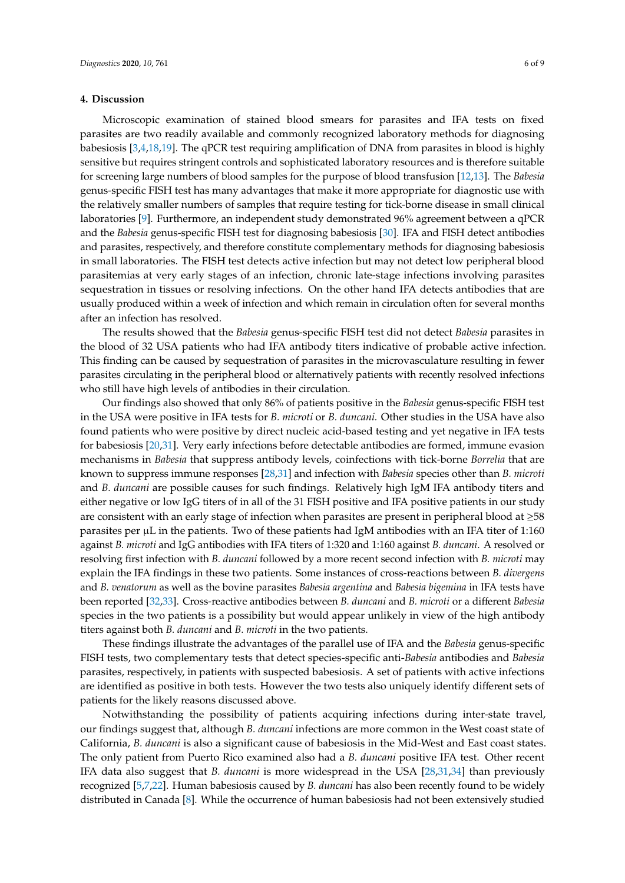## 4. Discussion

Microscopic examination of stained blood smears for parasites and IFA tests on fixed parasites are two readily available and commonly recognized laboratory methods for diagnosing babesiosis [3,4,18,19]. The qPCR test requiring amplification of DNA from parasites in blood is highly sensitive but requires stringent controls and sophisticated laboratory resources and is therefore suitable for screening large numbers of blood samples for the purpose of blood transfusion [12,13]. The *Babesia* genus-specific FISH test has many advantages that make it more appropriate for diagnostic use with the relatively smaller numbers of samples that require testing for tick-borne disease in small clinical laboratories [9]. Furthermore, an independent study demonstrated 96% agreement between a qPCR and the *Babesia* genus-specific FISH test for diagnosing babesiosis [30]. IFA and FISH detect antibodies and parasites, respectively, and therefore constitute complementary methods for diagnosing babesiosis in small laboratories. The FISH test detects active infection but may not detect low peripheral blood parasitemias at very early stages of an infection, chronic late-stage infections involving parasites sequestration in tissues or resolving infections. On the other hand IFA detects antibodies that are usually produced within a week of infection and which remain in circulation often for several months after an infection has resolved.

The results showed that the *Babesia* genus-specific FISH test did not detect *Babesia* parasites in the blood of 32 USA patients who had IFA antibody titers indicative of probable active infection. This finding can be caused by sequestration of parasites in the microvasculature resulting in fewer parasites circulating in the peripheral blood or alternatively patients with recently resolved infections who still have high levels of antibodies in their circulation.

Our findings also showed that only 86% of patients positive in the *Babesia* genus-specific FISH test in the USA were positive in IFA tests for *B. microti* or *B. duncani.* Other studies in the USA have also found patients who were positive by direct nucleic acid-based testing and yet negative in IFA tests for babesiosis [20,31]. Very early infections before detectable antibodies are formed, immune evasion mechanisms in *Babesia* that suppress antibody levels, coinfections with tick-borne *Borrelia* that are known to suppress immune responses [28,31] and infection with *Babesia* species other than *B. microti* and *B. duncani* are possible causes for such findings. Relatively high IgM IFA antibody titers and either negative or low IgG titers of in all of the 31 FISH positive and IFA positive patients in our study are consistent with an early stage of infection when parasites are present in peripheral blood at ≥58 parasites per µL in the patients. Two of these patients had IgM antibodies with an IFA titer of 1:160 against *B. microti* and IgG antibodies with IFA titers of 1:320 and 1:160 against *B. duncani*. A resolved or resolving first infection with *B. duncani* followed by a more recent second infection with *B. microti* may explain the IFA findings in these two patients. Some instances of cross-reactions between *B. divergens* and *B. venatorum* as well as the bovine parasites *Babesia argentina* and *Babesia bigemina* in IFA tests have been reported [32,33]. Cross-reactive antibodies between *B. duncani* and *B. microti* or a different *Babesia* species in the two patients is a possibility but would appear unlikely in view of the high antibody titers against both *B. duncani* and *B. microti* in the two patients.

These findings illustrate the advantages of the parallel use of IFA and the *Babesia* genus-specific FISH tests, two complementary tests that detect species-specific anti-*Babesia* antibodies and *Babesia* parasites, respectively, in patients with suspected babesiosis. A set of patients with active infections are identified as positive in both tests. However the two tests also uniquely identify different sets of patients for the likely reasons discussed above.

Notwithstanding the possibility of patients acquiring infections during inter-state travel, our findings suggest that, although *B. duncani* infections are more common in the West coast state of California, *B. duncani* is also a significant cause of babesiosis in the Mid-West and East coast states. The only patient from Puerto Rico examined also had a *B. duncani* positive IFA test. Other recent IFA data also suggest that *B. duncani* is more widespread in the USA [28,31,34] than previously recognized [5,7,22]. Human babesiosis caused by *B. duncani* has also been recently found to be widely distributed in Canada [8]. While the occurrence of human babesiosis had not been extensively studied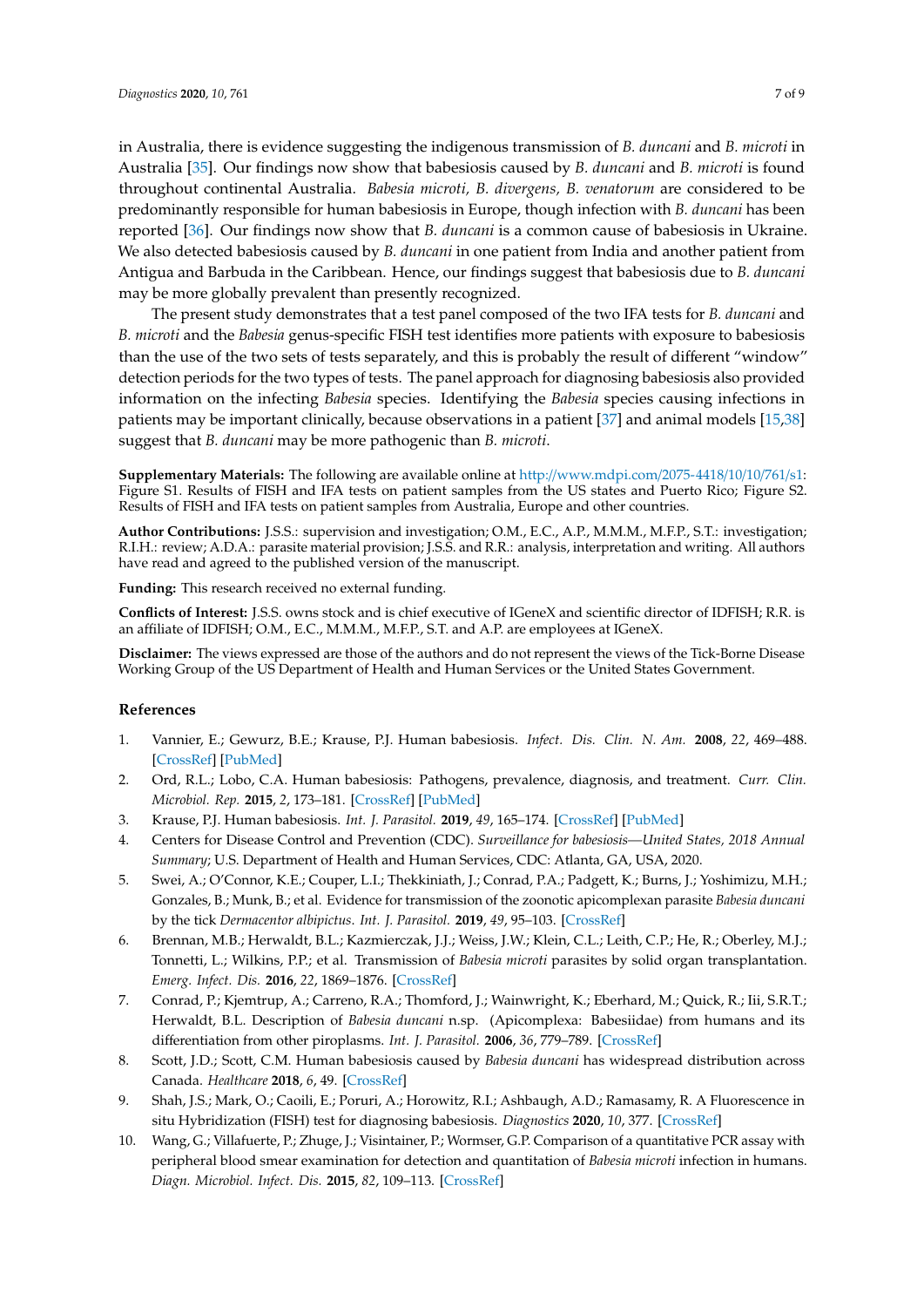in Australia, there is evidence suggesting the indigenous transmission of *B. duncani* and *B. microti* in Australia [35]. Our findings now show that babesiosis caused by *B. duncani* and *B. microti* is found throughout continental Australia. *Babesia microti, B. divergens, B. venatorum* are considered to be predominantly responsible for human babesiosis in Europe, though infection with *B. duncani* has been reported [36]. Our findings now show that *B. duncani* is a common cause of babesiosis in Ukraine. We also detected babesiosis caused by *B. duncani* in one patient from India and another patient from Antigua and Barbuda in the Caribbean. Hence, our findings suggest that babesiosis due to *B. duncani* may be more globally prevalent than presently recognized.

The present study demonstrates that a test panel composed of the two IFA tests for *B. duncani* and *B. microti* and the *Babesia* genus-specific FISH test identifies more patients with exposure to babesiosis than the use of the two sets of tests separately, and this is probably the result of different "window" detection periods for the two types of tests. The panel approach for diagnosing babesiosis also provided information on the infecting *Babesia* species. Identifying the *Babesia* species causing infections in patients may be important clinically, because observations in a patient [37] and animal models [15,38] suggest that *B. duncani* may be more pathogenic than *B. microti*.

**Supplementary Materials:** The following are available online at http://www.mdpi.com/2075-4418/10/10/761/s1: Figure S1. Results of FISH and IFA tests on patient samples from the US states and Puerto Rico; Figure S2. Results of FISH and IFA tests on patient samples from Australia, Europe and other countries.

**Author Contributions:** J.S.S.: supervision and investigation; O.M., E.C., A.P., M.M.M., M.F.P., S.T.: investigation; R.I.H.: review; A.D.A.: parasite material provision; J.S.S. and R.R.: analysis, interpretation and writing. All authors have read and agreed to the published version of the manuscript.

**Funding:** This research received no external funding.

**Conflicts of Interest:** J.S.S. owns stock and is chief executive of IGeneX and scientific director of IDFISH; R.R. is an affiliate of IDFISH; O.M., E.C., M.M.M., M.F.P., S.T. and A.P. are employees at IGeneX.

**Disclaimer:** The views expressed are those of the authors and do not represent the views of the Tick-Borne Disease Working Group of the US Department of Health and Human Services or the United States Government.

## References

1. Vannier, E.; Gewurz, B.E.; Krause, P.J. Human babesiosis. *Infect. Dis. Clin. N. Am.* **2008**, *22*, 469–488. [CrossRef] [PubMed]
2. Ord, R.L.; Lobo, C.A. Human babesiosis: Pathogens, prevalence, diagnosis, and treatment. *Curr. Clin. Microbiol. Rep.* **2015**, *2*, 173–181. [CrossRef] [PubMed]
3. Krause, P.J. Human babesiosis. *Int. J. Parasitol.* **2019**, *49*, 165–174. [CrossRef] [PubMed]
4. Centers for Disease Control and Prevention (CDC). *Surveillance for babesiosis—United States, 2018 Annual Summary*; U.S. Department of Health and Human Services, CDC: Atlanta, GA, USA, 2020.
5. Swei, A.; O'Connor, K.E.; Couper, L.I.; Thekkiniath, J.; Conrad, P.A.; Padgett, K.; Burns, J.; Yoshimizu, M.H.; Gonzales, B.; Munk, B.; et al. Evidence for transmission of the zoonotic apicomplexan parasite *Babesia duncani* by the tick *Dermacentor albipictus*. *Int. J. Parasitol.* **2019**, *49*, 95–103. [CrossRef]
6. Brennan, M.B.; Herwaldt, B.L.; Kazmierczak, J.J.; Weiss, J.W.; Klein, C.L.; Leith, C.P.; He, R.; Oberley, M.J.; Tonnetti, L.; Wilkins, P.P.; et al. Transmission of *Babesia microti* parasites by solid organ transplantation. *Emerg. Infect. Dis.* **2016**, *22*, 1869–1876. [CrossRef]
7. Conrad, P.; Kjemtrup, A.; Carreno, R.A.; Thomford, J.; Wainwright, K.; Eberhard, M.; Quick, R.; Iii, S.R.T.; Herwaldt, B.L. Description of *Babesia duncani* n.sp. (Apicomplexa: Babesiidae) from humans and its differentiation from other piroplasms. *Int. J. Parasitol.* **2006**, *36*, 779–789. [CrossRef]
8. Scott, J.D.; Scott, C.M. Human babesiosis caused by *Babesia duncani* has widespread distribution across Canada. *Healthcare* **2018**, *6*, 49. [CrossRef]
9. Shah, J.S.; Mark, O.; Caoili, E.; Poruri, A.; Horowitz, R.I.; Ashbaugh, A.D.; Ramasamy, R. A Fluorescence in situ Hybridization (FISH) test for diagnosing babesiosis. *Diagnostics* **2020**, *10*, 377. [CrossRef]
10. Wang, G.; Villafuerte, P.; Zhuge, J.; Visintainer, P.; Wormser, G.P. Comparison of a quantitative PCR assay with peripheral blood smear examination for detection and quantitation of *Babesia microti* infection in humans. *Diagn. Microbiol. Infect. Dis.* **2015**, *82*, 109–113. [CrossRef]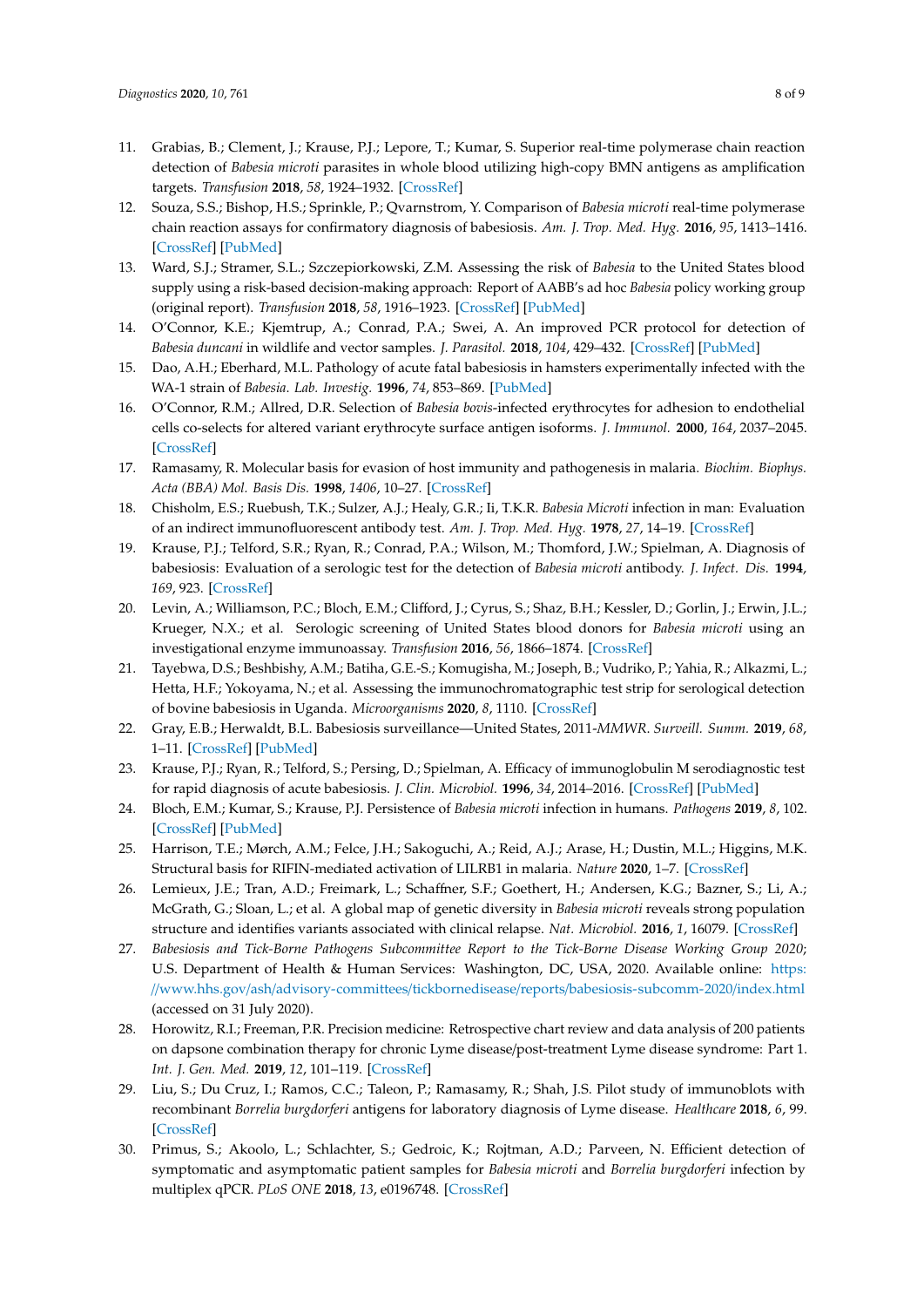11. Grabias, B.; Clement, J.; Krause, P.J.; Lepore, T.; Kumar, S. Superior real-time polymerase chain reaction detection of *Babesia microti* parasites in whole blood utilizing high-copy BMN antigens as amplification targets. *Transfusion* **2018**, *58*, 1924–1932. [CrossRef]
12. Souza, S.S.; Bishop, H.S.; Sprinkle, P.; Qvarnstrom, Y. Comparison of *Babesia microti* real-time polymerase chain reaction assays for confirmatory diagnosis of babesiosis. *Am. J. Trop. Med. Hyg.* **2016**, *95*, 1413–1416. [CrossRef] [PubMed]
13. Ward, S.J.; Stramer, S.L.; Szczepiorkowski, Z.M. Assessing the risk of *Babesia* to the United States blood supply using a risk-based decision-making approach: Report of AABB's ad hoc *Babesia* policy working group (original report). *Transfusion* **2018**, *58*, 1916–1923. [CrossRef] [PubMed]
14. O'Connor, K.E.; Kjemtrup, A.; Conrad, P.A.; Swei, A. An improved PCR protocol for detection of *Babesia duncani* in wildlife and vector samples. *J. Parasitol.* **2018**, *104*, 429–432. [CrossRef] [PubMed]
15. Dao, A.H.; Eberhard, M.L. Pathology of acute fatal babesiosis in hamsters experimentally infected with the WA-1 strain of *Babesia*. *Lab. Investig.* **1996**, *74*, 853–869. [PubMed]
16. O'Connor, R.M.; Allred, D.R. Selection of *Babesia bovis*-infected erythrocytes for adhesion to endothelial cells co-selects for altered variant erythrocyte surface antigen isoforms. *J. Immunol.* **2000**, *164*, 2037–2045. [CrossRef]
17. Ramasamy, R. Molecular basis for evasion of host immunity and pathogenesis in malaria. *Biochim. Biophys. Acta (BBA) Mol. Basis Dis.* **1998**, *1406*, 10–27. [CrossRef]
18. Chisholm, E.S.; Ruebush, T.K.; Sulzer, A.J.; Healy, G.R.; Ii, T.K.R. *Babesia Microti* infection in man: Evaluation of an indirect immunofluorescent antibody test. *Am. J. Trop. Med. Hyg.* **1978**, *27*, 14–19. [CrossRef]
19. Krause, P.J.; Telford, S.R.; Ryan, R.; Conrad, P.A.; Wilson, M.; Thomford, J.W.; Spielman, A. Diagnosis of babesiosis: Evaluation of a serologic test for the detection of *Babesia microti* antibody. *J. Infect. Dis.* **1994**, *169*, 923. [CrossRef]
20. Levin, A.; Williamson, P.C.; Bloch, E.M.; Clifford, J.; Cyrus, S.; Shaz, B.H.; Kessler, D.; Gorlin, J.; Erwin, J.L.; Krueger, N.X.; et al. Serologic screening of United States blood donors for *Babesia microti* using an investigational enzyme immunoassay. *Transfusion* **2016**, *56*, 1866–1874. [CrossRef]
21. Tayebwa, D.S.; Beshbishy, A.M.; Batiha, G.E.-S.; Komugisha, M.; Joseph, B.; Vudriko, P.; Yahia, R.; Alkazmi, L.; Hetta, H.F.; Yokoyama, N.; et al. Assessing the immunochromatographic test strip for serological detection of bovine babesiosis in Uganda. *Microorganisms* **2020**, *8*, 1110. [CrossRef]
22. Gray, E.B.; Herwaldt, B.L. Babesiosis surveillance—United States, 2011-*MMWR. Surveill. Summ.* **2019**, *68*, 1–11. [CrossRef] [PubMed]
23. Krause, P.J.; Ryan, R.; Telford, S.; Persing, D.; Spielman, A. Efficacy of immunoglobulin M serodiagnostic test for rapid diagnosis of acute babesiosis. *J. Clin. Microbiol.* **1996**, *34*, 2014–2016. [CrossRef] [PubMed]
24. Bloch, E.M.; Kumar, S.; Krause, P.J. Persistence of *Babesia microti* infection in humans. *Pathogens* **2019**, *8*, 102. [CrossRef] [PubMed]
25. Harrison, T.E.; Mørch, A.M.; Felce, J.H.; Sakoguchi, A.; Reid, A.J.; Arase, H.; Dustin, M.L.; Higgins, M.K. Structural basis for RIFIN-mediated activation of LILRB1 in malaria. *Nature* **2020**, 1–7. [CrossRef]
26. Lemieux, J.E.; Tran, A.D.; Freimark, L.; Schaffner, S.F.; Goethert, H.; Andersen, K.G.; Bazner, S.; Li, A.; McGrath, G.; Sloan, L.; et al. A global map of genetic diversity in *Babesia microti* reveals strong population structure and identifies variants associated with clinical relapse. *Nat. Microbiol.* **2016**, *1*, 16079. [CrossRef]
27. *Babesiosis and Tick-Borne Pathogens Subcommittee Report to the Tick-Borne Disease Working Group 2020*; U.S. Department of Health & Human Services: Washington, DC, USA, 2020. Available online: https://www.hhs.gov/ash/advisory-committees/tickbornedisease/reports/babesiosis-subcomm-2020/index.html (accessed on 31 July 2020).
28. Horowitz, R.I.; Freeman, P.R. Precision medicine: Retrospective chart review and data analysis of 200 patients on dapsone combination therapy for chronic Lyme disease/post-treatment Lyme disease syndrome: Part 1. *Int. J. Gen. Med.* **2019**, *12*, 101–119. [CrossRef]
29. Liu, S.; Du Cruz, I.; Ramos, C.C.; Taleon, P.; Ramasamy, R.; Shah, J.S. Pilot study of immunoblots with recombinant *Borrelia burgdorferi* antigens for laboratory diagnosis of Lyme disease. *Healthcare* **2018**, *6*, 99. [CrossRef]
30. Primus, S.; Akoolo, L.; Schlachter, S.; Gedroic, K.; Rojtman, A.D.; Parveen, N. Efficient detection of symptomatic and asymptomatic patient samples for *Babesia microti* and *Borrelia burgdorferi* infection by multiplex qPCR. *PLoS ONE* **2018**, *13*, e0196748. [CrossRef]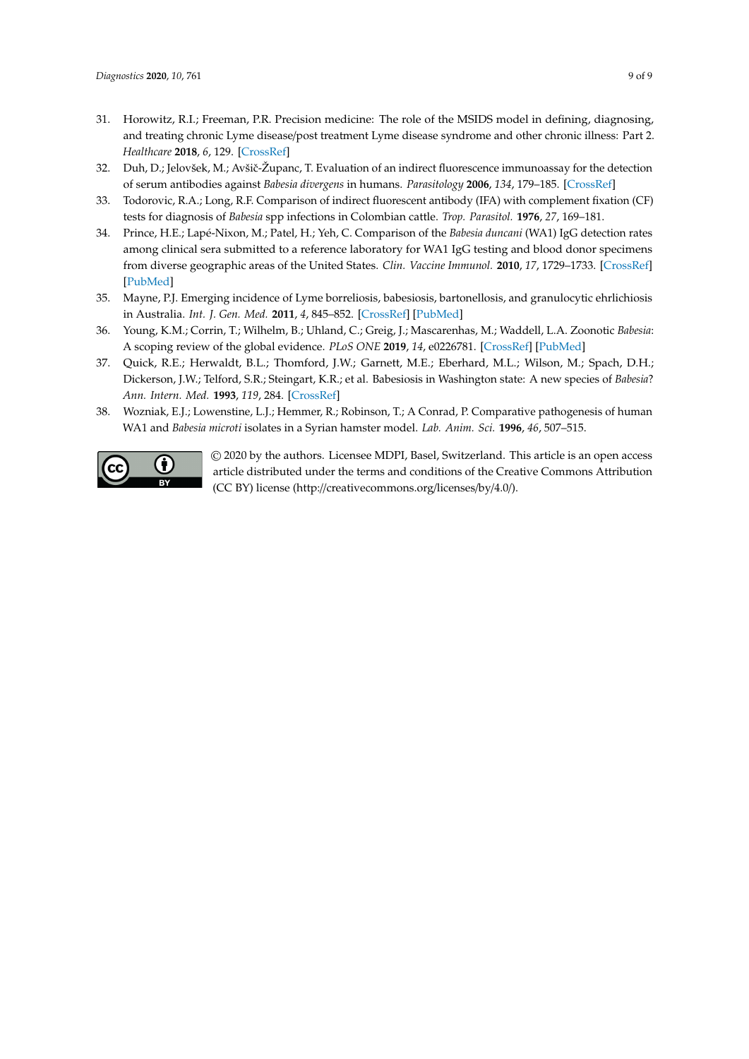31. Horowitz, R.I.; Freeman, P.R. Precision medicine: The role of the MSIDS model in defining, diagnosing, and treating chronic Lyme disease/post treatment Lyme disease syndrome and other chronic illness: Part 2. *Healthcare* **2018**, *6*, 129. [CrossRef]
32. Duh, D.; Jelovšek, M.; Avšič-Županc, T. Evaluation of an indirect fluorescence immunoassay for the detection of serum antibodies against *Babesia divergens* in humans. *Parasitology* **2006**, *134*, 179–185. [CrossRef]
33. Todorovic, R.A.; Long, R.F. Comparison of indirect fluorescent antibody (IFA) with complement fixation (CF) tests for diagnosis of *Babesia* spp infections in Colombian cattle. *Trop. Parasitol.* **1976**, *27*, 169–181.
34. Prince, H.E.; Lapé-Nixon, M.; Patel, H.; Yeh, C. Comparison of the *Babesia duncani* (WA1) IgG detection rates among clinical sera submitted to a reference laboratory for WA1 IgG testing and blood donor specimens from diverse geographic areas of the United States. *Clin. Vaccine Immunol.* **2010**, *17*, 1729–1733. [CrossRef] [PubMed]
35. Mayne, P.J. Emerging incidence of Lyme borreliosis, babesiosis, bartonellosis, and granulocytic ehrlichiosis in Australia. *Int. J. Gen. Med.* **2011**, *4*, 845–852. [CrossRef] [PubMed]
36. Young, K.M.; Corrin, T.; Wilhelm, B.; Uhland, C.; Greig, J.; Mascarenhas, M.; Waddell, L.A. Zoonotic *Babesia*: A scoping review of the global evidence. *PLoS ONE* **2019**, *14*, e0226781. [CrossRef] [PubMed]
37. Quick, R.E.; Herwaldt, B.L.; Thomford, J.W.; Garnett, M.E.; Eberhard, M.L.; Wilson, M.; Spach, D.H.; Dickerson, J.W.; Telford, S.R.; Steingart, K.R.; et al. Babesiosis in Washington state: A new species of *Babesia*? *Ann. Intern. Med.* **1993**, *119*, 284. [CrossRef]
38. Wozniak, E.J.; Lowenstine, L.J.; Hemmer, R.; Robinson, T.; A Conrad, P. Comparative pathogenesis of human WA1 and *Babesia microti* isolates in a Syrian hamster model. *Lab. Anim. Sci.* **1996**, *46*, 507–515.

© 2020 by the authors. Licensee MDPI, Basel, Switzerland. This article is an open access article distributed under the terms and conditions of the Creative Commons Attribution (CC BY) license (http://creativecommons.org/licenses/by/4.0/).